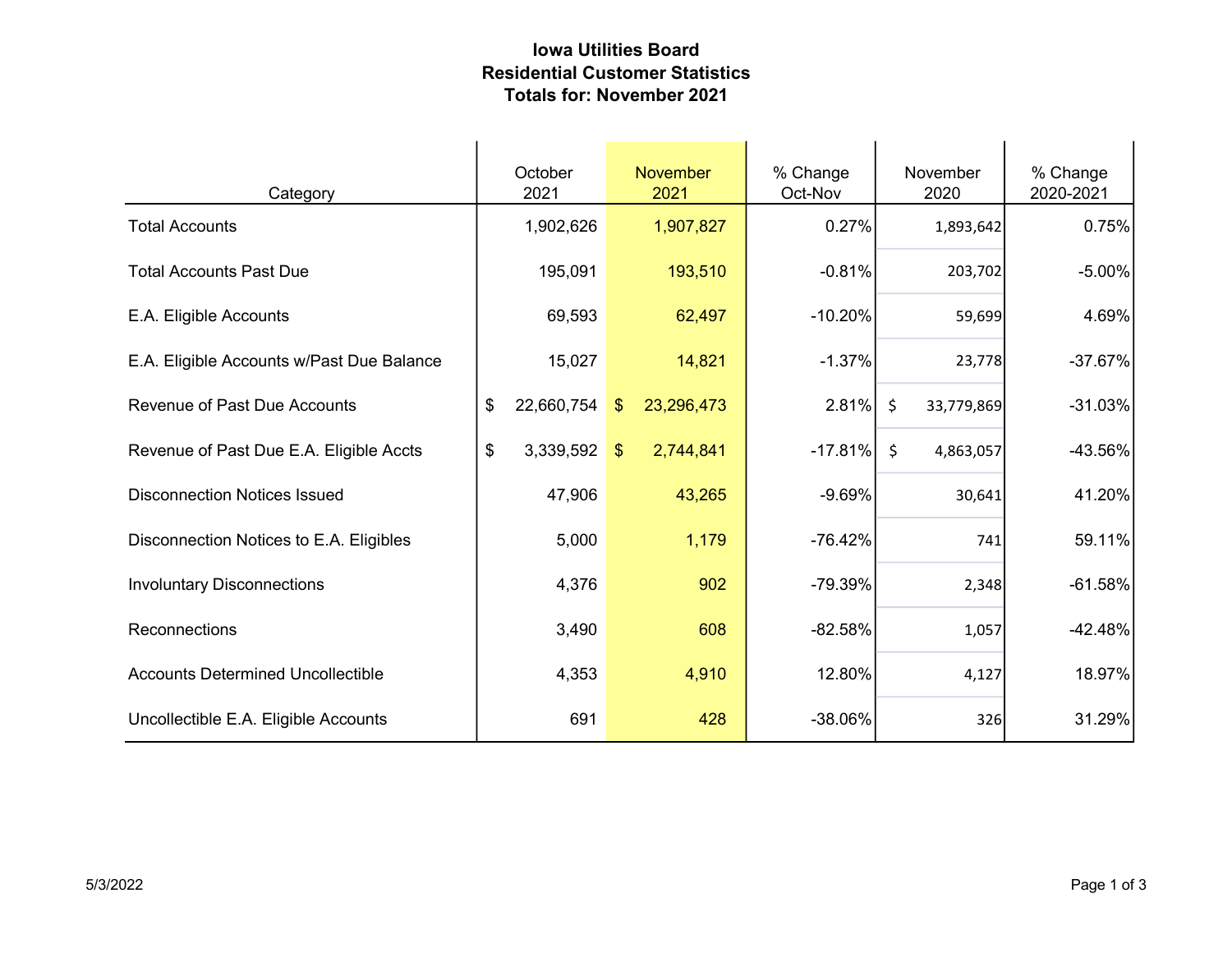# Iowa Utilities Board
## Residential Customer Statistics
## Totals for: November 2021

| Category | October 2021 | November 2021 | % Change Oct-Nov | November 2020 | % Change 2020-2021 |
|---|---|---|---|---|---|
| Total Accounts | 1,902,626 | 1,907,827 | 0.27% | 1,893,642 | 0.75% |
| Total Accounts Past Due | 195,091 | 193,510 | -0.81% | 203,702 | -5.00% |
| E.A. Eligible Accounts | 69,593 | 62,497 | -10.20% | 59,699 | 4.69% |
| E.A. Eligible Accounts w/Past Due Balance | 15,027 | 14,821 | -1.37% | 23,778 | -37.67% |
| Revenue of Past Due Accounts | $ 22,660,754 | $ 23,296,473 | 2.81% | $ 33,779,869 | -31.03% |
| Revenue of Past Due E.A. Eligible Accts | $ 3,339,592 | $ 2,744,841 | -17.81% | $ 4,863,057 | -43.56% |
| Disconnection Notices Issued | 47,906 | 43,265 | -9.69% | 30,641 | 41.20% |
| Disconnection Notices to E.A. Eligibles | 5,000 | 1,179 | -76.42% | 741 | 59.11% |
| Involuntary Disconnections | 4,376 | 902 | -79.39% | 2,348 | -61.58% |
| Reconnections | 3,490 | 608 | -82.58% | 1,057 | -42.48% |
| Accounts Determined Uncollectible | 4,353 | 4,910 | 12.80% | 4,127 | 18.97% |
| Uncollectible E.A. Eligible Accounts | 691 | 428 | -38.06% | 326 | 31.29% |

5/3/2022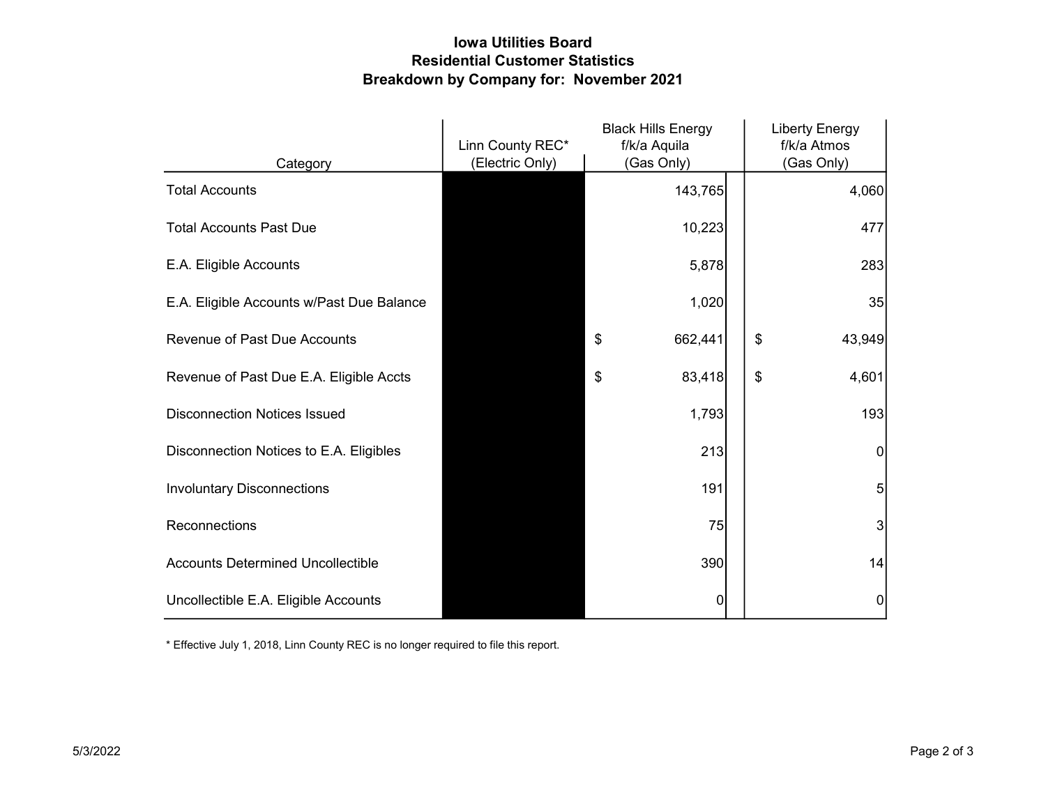# Iowa Utilities Board
## Residential Customer Statistics
## Breakdown by Company for: November 2021

| Category | Linn County REC* (Electric Only) | Black Hills Energy f/k/a Aquila (Gas Only) | Liberty Energy f/k/a Atmos (Gas Only) |
|---|---|---|---|
| Total Accounts | | 143,765 | 4,060 |
| Total Accounts Past Due | | 10,223 | 477 |
| E.A. Eligible Accounts | | 5,878 | 283 |
| E.A. Eligible Accounts w/Past Due Balance | | 1,020 | 35 |
| Revenue of Past Due Accounts | | $ 662,441 | $ 43,949 |
| Revenue of Past Due E.A. Eligible Accts | | $ 83,418 | $ 4,601 |
| Disconnection Notices Issued | | 1,793 | 193 |
| Disconnection Notices to E.A. Eligibles | | 213 | 0 |
| Involuntary Disconnections | | 191 | 5 |
| Reconnections | | 75 | 3 |
| Accounts Determined Uncollectible | | 390 | 14 |
| Uncollectible E.A. Eligible Accounts | | 0 | 0 |

* Effective July 1, 2018, Linn County REC is no longer required to file this report.

5/3/2022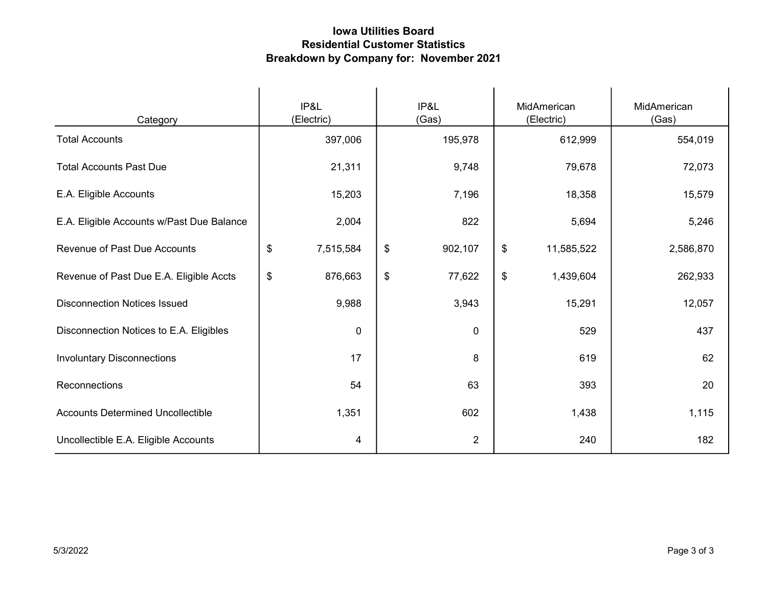# Iowa Utilities Board
## Residential Customer Statistics
## Breakdown by Company for: November 2021

| Category | IP&L (Electric) | IP&L (Gas) | MidAmerican (Electric) | MidAmerican (Gas) |
|---|---|---|---|---|
| Total Accounts | 397,006 | 195,978 | 612,999 | 554,019 |
| Total Accounts Past Due | 21,311 | 9,748 | 79,678 | 72,073 |
| E.A. Eligible Accounts | 15,203 | 7,196 | 18,358 | 15,579 |
| E.A. Eligible Accounts w/Past Due Balance | 2,004 | 822 | 5,694 | 5,246 |
| Revenue of Past Due Accounts | $ 7,515,584 | $ 902,107 | $ 11,585,522 | 2,586,870 |
| Revenue of Past Due E.A. Eligible Accts | $ 876,663 | $ 77,622 | $ 1,439,604 | 262,933 |
| Disconnection Notices Issued | 9,988 | 3,943 | 15,291 | 12,057 |
| Disconnection Notices to E.A. Eligibles | 0 | 0 | 529 | 437 |
| Involuntary Disconnections | 17 | 8 | 619 | 62 |
| Reconnections | 54 | 63 | 393 | 20 |
| Accounts Determined Uncollectible | 1,351 | 602 | 1,438 | 1,115 |
| Uncollectible E.A. Eligible Accounts | 4 | 2 | 240 | 182 |

5/3/2022